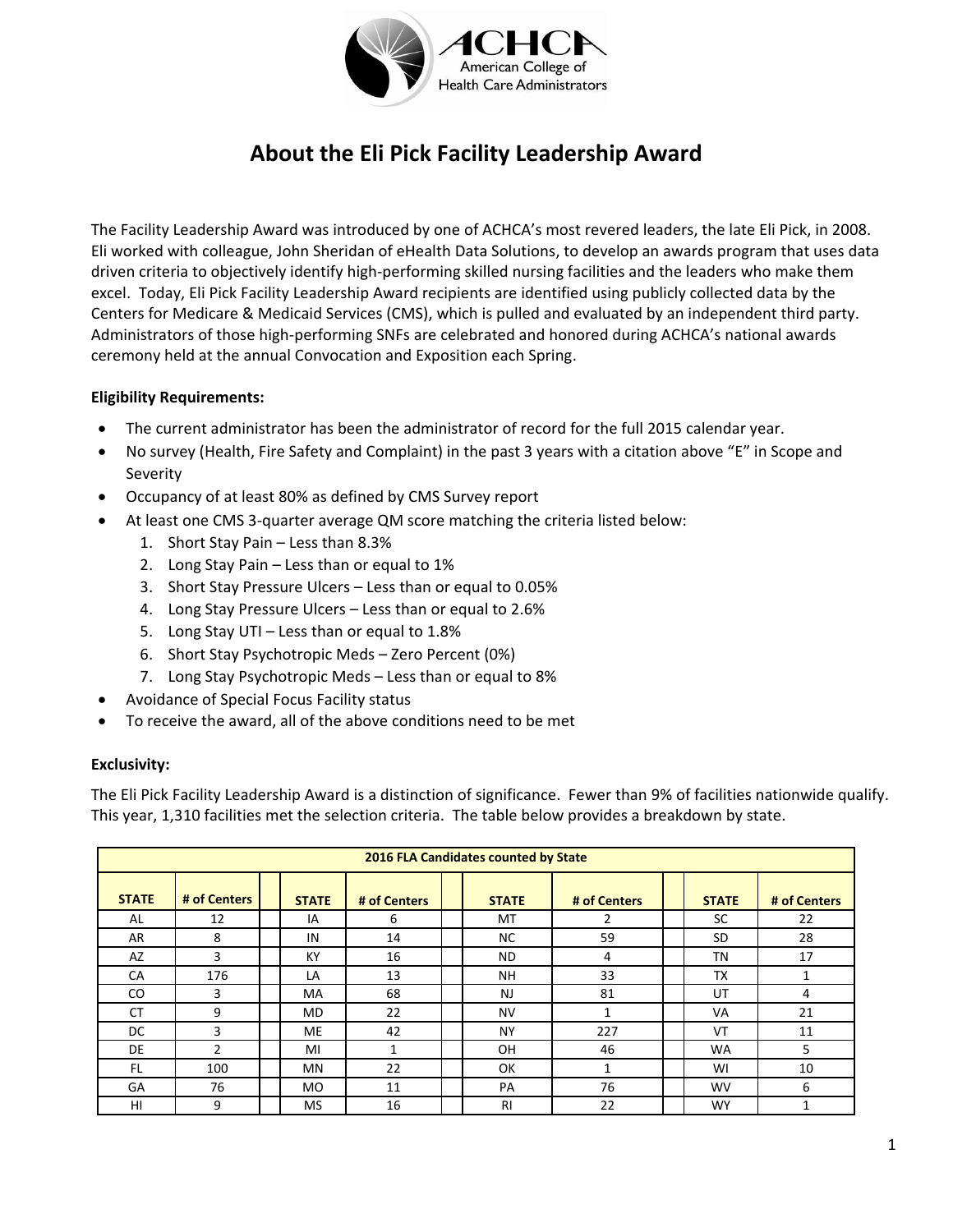# About the Eli Pick Facility Leadership Award

The Facility Leadership Award was introduced by one of ACHCA's most revered leaders, the late Eli Pick, in 2008. Eli worked with colleague, John Sheridan of eHealth Data Solutions, to develop an awards program that uses data driven criteria to objectively identify high-performing skilled nursing facilities and the leaders who make them excel. Today, Eli Pick Facility Leadership Award recipients are identified using publicly collected data by the Centers for Medicare & Medicaid Services (CMS), which is pulled and evaluated by an independent third party. Administrators of those high-performing SNFs are celebrated and honored during ACHCA's national awards ceremony held at the annual Convocation and Exposition each Spring.

**Eligibility Requirements:**

- The current administrator has been the administrator of record for the full 2015 calendar year.
- No survey (Health, Fire Safety and Complaint) in the past 3 years with a citation above "E" in Scope and Severity
- Occupancy of at least 80% as defined by CMS Survey report
- At least one CMS 3-quarter average QM score matching the criteria listed below:
  1. Short Stay Pain – Less than 8.3%
  2. Long Stay Pain – Less than or equal to 1%
  3. Short Stay Pressure Ulcers – Less than or equal to 0.05%
  4. Long Stay Pressure Ulcers – Less than or equal to 2.6%
  5. Long Stay UTI – Less than or equal to 1.8%
  6. Short Stay Psychotropic Meds – Zero Percent (0%)
  7. Long Stay Psychotropic Meds – Less than or equal to 8%
- Avoidance of Special Focus Facility status
- To receive the award, all of the above conditions need to be met

**Exclusivity:**

The Eli Pick Facility Leadership Award is a distinction of significance. Fewer than 9% of facilities nationwide qualify. This year, 1,310 facilities met the selection criteria. The table below provides a breakdown by state.

| 2016 FLA Candidates counted by State | | | | | | | | | | |
|---|---|---|---|---|---|---|---|---|---|---|
| **STATE** | **# of Centers** | | **STATE** | **# of Centers** | | **STATE** | **# of Centers** | | **STATE** | **# of Centers** |
| AL | 12 | | IA | 6 | | MT | 2 | | SC | 22 |
| AR | 8 | | IN | 14 | | NC | 59 | | SD | 28 |
| AZ | 3 | | KY | 16 | | ND | 4 | | TN | 17 |
| CA | 176 | | LA | 13 | | NH | 33 | | TX | 1 |
| CO | 3 | | MA | 68 | | NJ | 81 | | UT | 4 |
| CT | 9 | | MD | 22 | | NV | 1 | | VA | 21 |
| DC | 3 | | ME | 42 | | NY | 227 | | VT | 11 |
| DE | 2 | | MI | 1 | | OH | 46 | | WA | 5 |
| FL | 100 | | MN | 22 | | OK | 1 | | WI | 10 |
| GA | 76 | | MO | 11 | | PA | 76 | | WV | 6 |
| HI | 9 | | MS | 16 | | RI | 22 | | WY | 1 |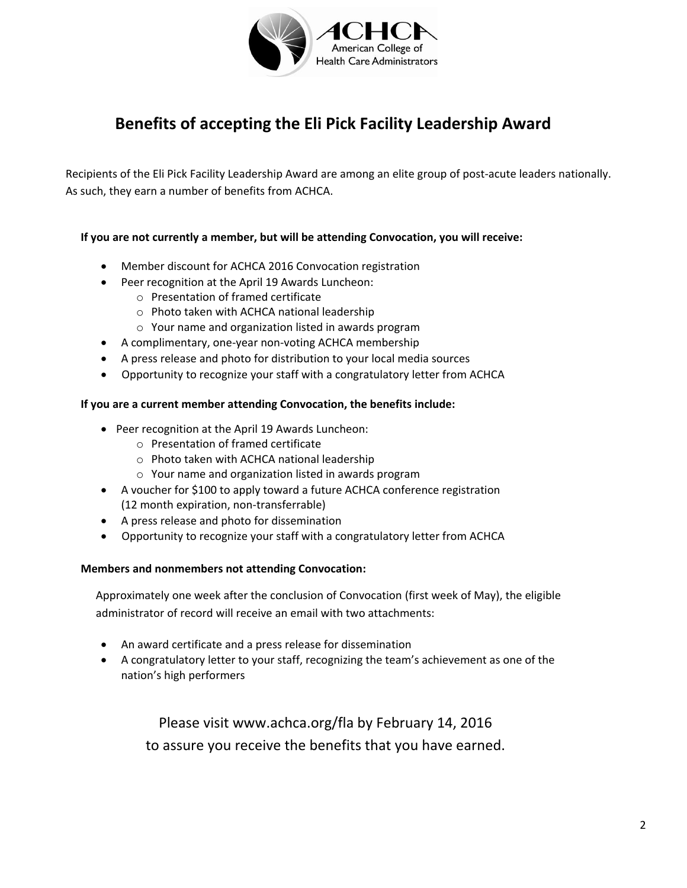# Benefits of accepting the Eli Pick Facility Leadership Award

Recipients of the Eli Pick Facility Leadership Award are among an elite group of post-acute leaders nationally. As such, they earn a number of benefits from ACHCA.

**If you are not currently a member, but will be attending Convocation, you will receive:**

- Member discount for ACHCA 2016 Convocation registration
- Peer recognition at the April 19 Awards Luncheon:
  - Presentation of framed certificate
  - Photo taken with ACHCA national leadership
  - Your name and organization listed in awards program
- A complimentary, one-year non-voting ACHCA membership
- A press release and photo for distribution to your local media sources
- Opportunity to recognize your staff with a congratulatory letter from ACHCA

**If you are a current member attending Convocation, the benefits include:**

- Peer recognition at the April 19 Awards Luncheon:
  - Presentation of framed certificate
  - Photo taken with ACHCA national leadership
  - Your name and organization listed in awards program
- A voucher for $100 to apply toward a future ACHCA conference registration (12 month expiration, non-transferrable)
- A press release and photo for dissemination
- Opportunity to recognize your staff with a congratulatory letter from ACHCA

**Members and nonmembers not attending Convocation:**

Approximately one week after the conclusion of Convocation (first week of May), the eligible administrator of record will receive an email with two attachments:

- An award certificate and a press release for dissemination
- A congratulatory letter to your staff, recognizing the team's achievement as one of the nation's high performers

Please visit www.achca.org/fla by February 14, 2016
to assure you receive the benefits that you have earned.